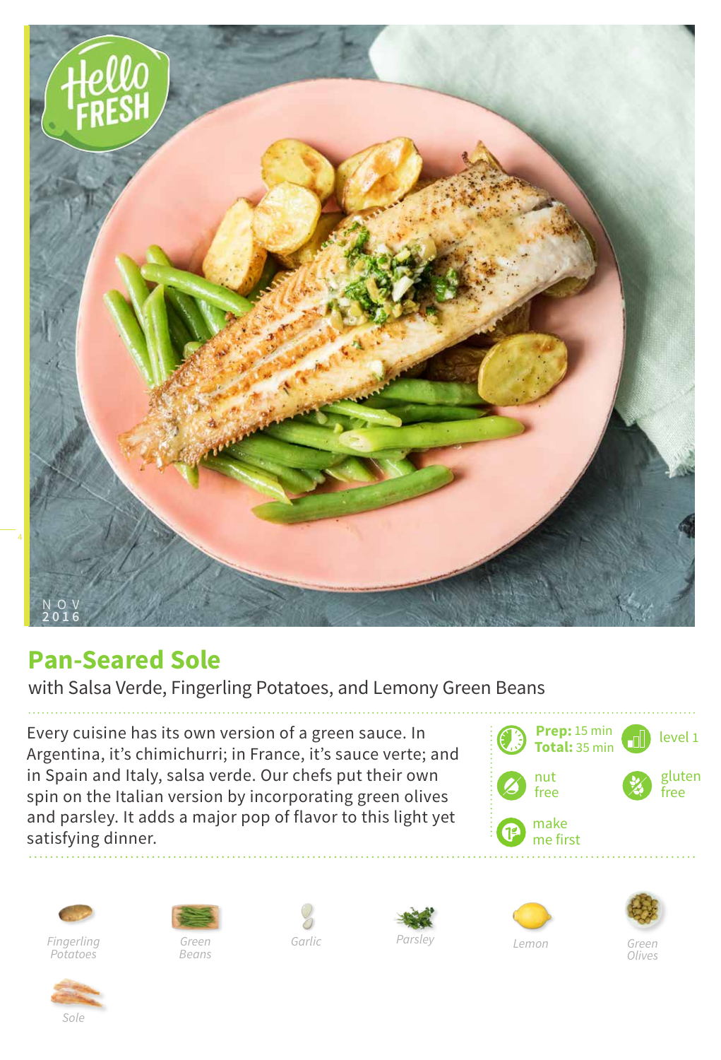NOV 2016

# Pan-Seared Sole

with Salsa Verde, Fingerling Potatoes, and Lemony Green Beans

Every cuisine has its own version of a green sauce. In Argentina, it's chimichurri; in France, it's sauce verte; and in Spain and Italy, salsa verde. Our chefs put their own spin on the Italian version by incorporating green olives and parsley. It adds a major pop of flavor to this light yet satisfying dinner.

**Prep:** 15 min
**Total:** 35 min

level 1

nut free

gluten free

make me first

*Fingerling Potatoes*

*Green Beans*

*Garlic*

*Parsley*

*Lemon*

*Green Olives*

*Sole*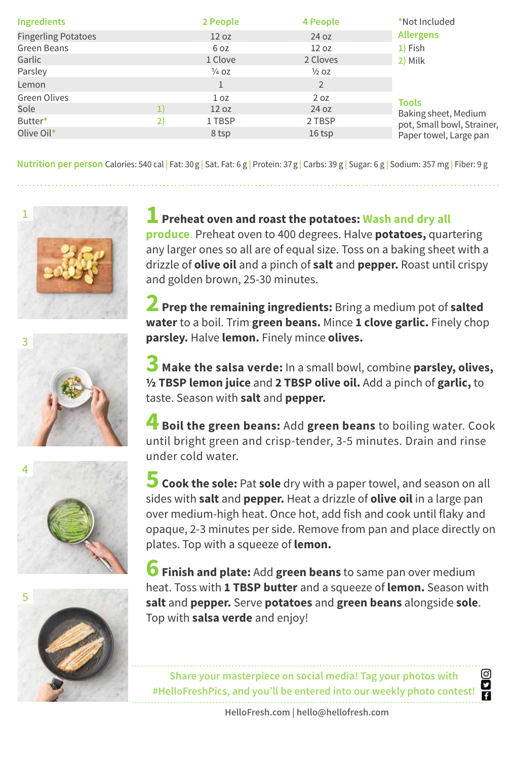| Ingredients | | 2 People | 4 People |
|---|---|---|---|
| Fingerling Potatoes | | 12 oz | 24 oz |
| Green Beans | | 6 oz | 12 oz |
| Garlic | | 1 Clove | 2 Cloves |
| Parsley | | ¼ oz | ½ oz |
| Lemon | | 1 | 2 |
| Green Olives | | 1 oz | 2 oz |
| Sole | 1) | 12 oz | 24 oz |
| Butter* | 2) | 1 TBSP | 2 TBSP |
| Olive Oil* | | 8 tsp | 16 tsp |

*Not Included

**Allergens**
1) Fish
2) Milk

**Tools**
Baking sheet, Medium pot, Small bowl, Strainer, Paper towel, Large pan

**Nutrition per person** Calories: 540 cal | Fat: 30 g | Sat. Fat: 6 g | Protein: 37 g | Carbs: 39 g | Sugar: 6 g | Sodium: 357 mg | Fiber: 9 g

1

3

4

5

**1 Preheat oven and roast the potatoes:** **Wash and dry all produce.** Preheat oven to 400 degrees. Halve **potatoes,** quartering any larger ones so all are of equal size. Toss on a baking sheet with a drizzle of **olive oil** and a pinch of **salt** and **pepper.** Roast until crispy and golden brown, 25-30 minutes.

**2 Prep the remaining ingredients:** Bring a medium pot of **salted water** to a boil. Trim **green beans.** Mince **1 clove garlic.** Finely chop **parsley.** Halve **lemon.** Finely mince **olives.**

**3 Make the salsa verde:** In a small bowl, combine **parsley, olives, ½ TBSP lemon juice** and **2 TBSP olive oil.** Add a pinch of **garlic,** to taste. Season with **salt** and **pepper.**

**4 Boil the green beans:** Add **green beans** to boiling water. Cook until bright green and crisp-tender, 3-5 minutes. Drain and rinse under cold water.

**5 Cook the sole:** Pat **sole** dry with a paper towel, and season on all sides with **salt** and **pepper.** Heat a drizzle of **olive oil** in a large pan over medium-high heat. Once hot, add fish and cook until flaky and opaque, 2-3 minutes per side. Remove from pan and place directly on plates. Top with a squeeze of **lemon.**

**6 Finish and plate:** Add **green beans** to same pan over medium heat. Toss with **1 TBSP butter** and a squeeze of **lemon.** Season with **salt** and **pepper.** Serve **potatoes** and **green beans** alongside **sole.** Top with **salsa verde** and enjoy!

Share your masterpiece on social media! Tag your photos with #HelloFreshPics, and you'll be entered into our weekly photo contest!

HelloFresh.com | hello@hellofresh.com